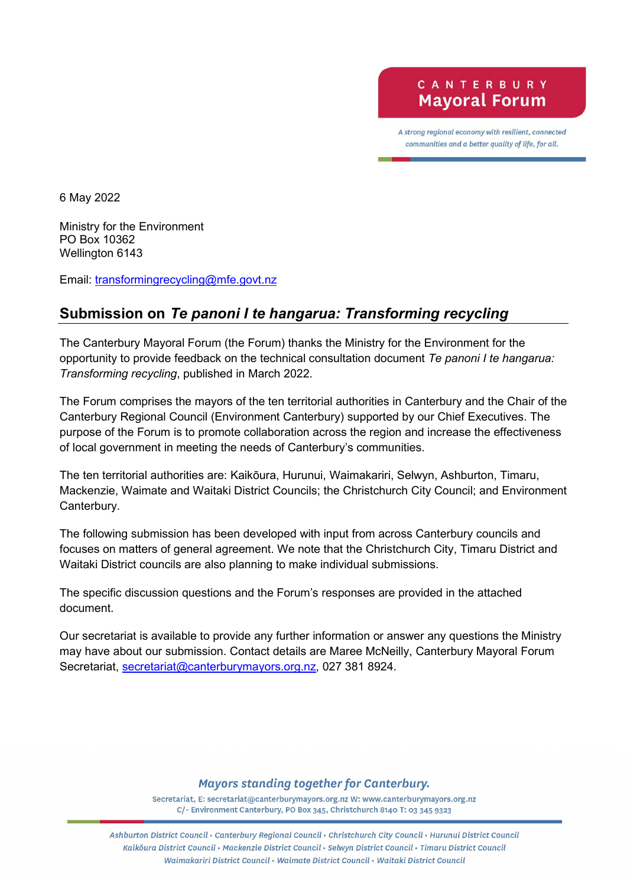CANTERBURY
Mayoral Forum

*A strong regional economy with resilient, connected communities and a better quality of life, for all.*

6 May 2022

Ministry for the Environment
PO Box 10362
Wellington 6143

Email: transformingrecycling@mfe.govt.nz

## Submission on *Te panoni I te hangarua: Transforming recycling*

The Canterbury Mayoral Forum (the Forum) thanks the Ministry for the Environment for the opportunity to provide feedback on the technical consultation document *Te panoni I te hangarua: Transforming recycling*, published in March 2022.

The Forum comprises the mayors of the ten territorial authorities in Canterbury and the Chair of the Canterbury Regional Council (Environment Canterbury) supported by our Chief Executives. The purpose of the Forum is to promote collaboration across the region and increase the effectiveness of local government in meeting the needs of Canterbury's communities.

The ten territorial authorities are: Kaikōura, Hurunui, Waimakariri, Selwyn, Ashburton, Timaru, Mackenzie, Waimate and Waitaki District Councils; the Christchurch City Council; and Environment Canterbury.

The following submission has been developed with input from across Canterbury councils and focuses on matters of general agreement. We note that the Christchurch City, Timaru District and Waitaki District councils are also planning to make individual submissions.

The specific discussion questions and the Forum's responses are provided in the attached document.

Our secretariat is available to provide any further information or answer any questions the Ministry may have about our submission. Contact details are Maree McNeilly, Canterbury Mayoral Forum Secretariat, secretariat@canterburymayors.org.nz, 027 381 8924.

*Mayors standing together for Canterbury.*

Secretariat, E: secretariat@canterburymayors.org.nz W: www.canterburymayors.org.nz
C/- Environment Canterbury, PO Box 345, Christchurch 8140 T: 03 345 9323

*Ashburton District Council • Canterbury Regional Council • Christchurch City Council • Hurunui District Council
Kaikōura District Council • Mackenzie District Council • Selwyn District Council • Timaru District Council
Waimakariri District Council • Waimate District Council • Waitaki District Council*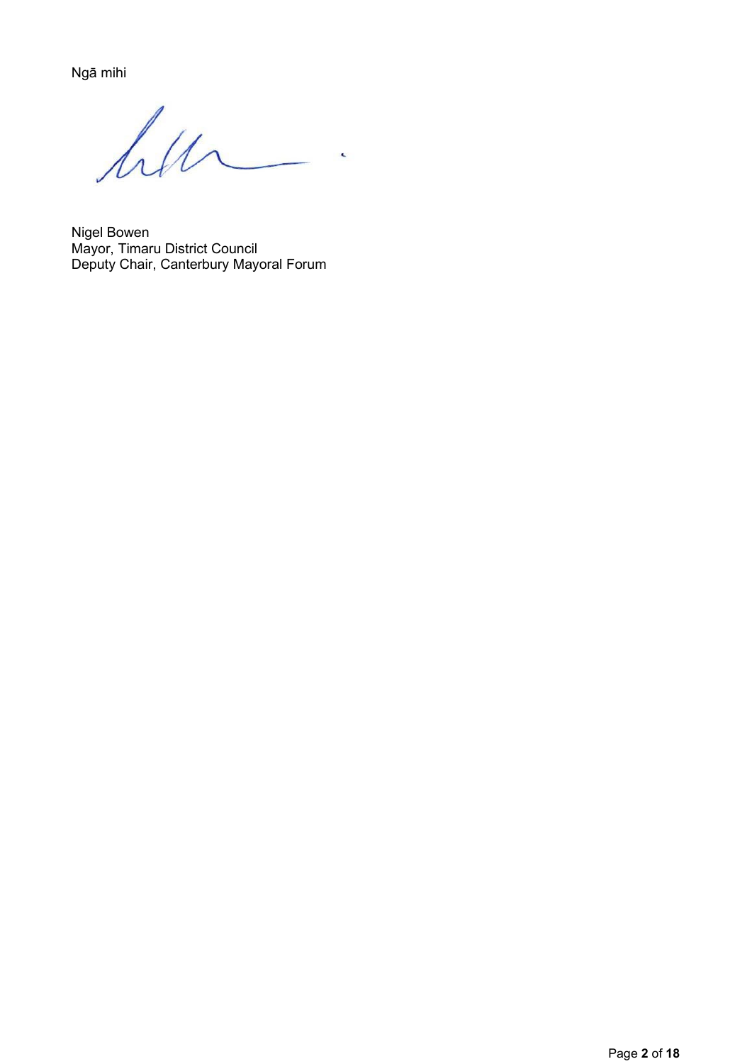Ngā mihi

Nigel Bowen
Mayor, Timaru District Council
Deputy Chair, Canterbury Mayoral Forum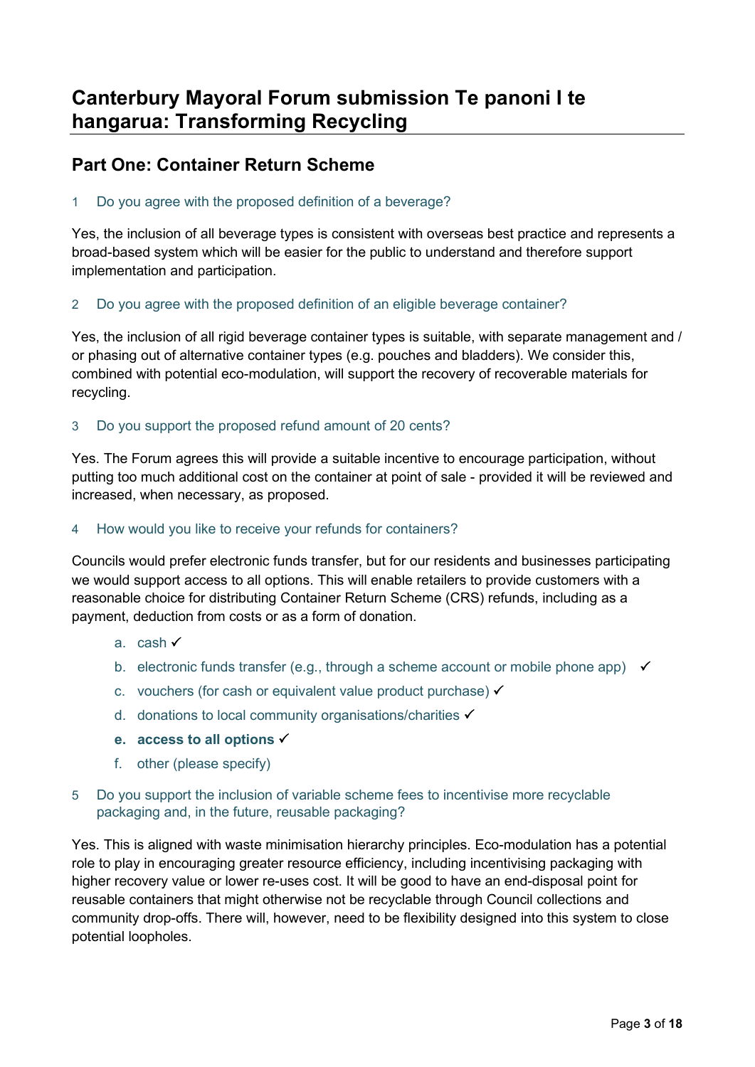# Canterbury Mayoral Forum submission Te panoni I te hangarua: Transforming Recycling

## Part One: Container Return Scheme

1 Do you agree with the proposed definition of a beverage?

Yes, the inclusion of all beverage types is consistent with overseas best practice and represents a broad-based system which will be easier for the public to understand and therefore support implementation and participation.

2 Do you agree with the proposed definition of an eligible beverage container?

Yes, the inclusion of all rigid beverage container types is suitable, with separate management and / or phasing out of alternative container types (e.g. pouches and bladders). We consider this, combined with potential eco-modulation, will support the recovery of recoverable materials for recycling.

3 Do you support the proposed refund amount of 20 cents?

Yes. The Forum agrees this will provide a suitable incentive to encourage participation, without putting too much additional cost on the container at point of sale - provided it will be reviewed and increased, when necessary, as proposed.

4 How would you like to receive your refunds for containers?

Councils would prefer electronic funds transfer, but for our residents and businesses participating we would support access to all options. This will enable retailers to provide customers with a reasonable choice for distributing Container Return Scheme (CRS) refunds, including as a payment, deduction from costs or as a form of donation.

a. cash ✓
b. electronic funds transfer (e.g., through a scheme account or mobile phone app) ✓
c. vouchers (for cash or equivalent value product purchase) ✓
d. donations to local community organisations/charities ✓
e. **access to all options** ✓
f. other (please specify)

5 Do you support the inclusion of variable scheme fees to incentivise more recyclable packaging and, in the future, reusable packaging?

Yes. This is aligned with waste minimisation hierarchy principles. Eco-modulation has a potential role to play in encouraging greater resource efficiency, including incentivising packaging with higher recovery value or lower re-uses cost. It will be good to have an end-disposal point for reusable containers that might otherwise not be recyclable through Council collections and community drop-offs. There will, however, need to be flexibility designed into this system to close potential loopholes.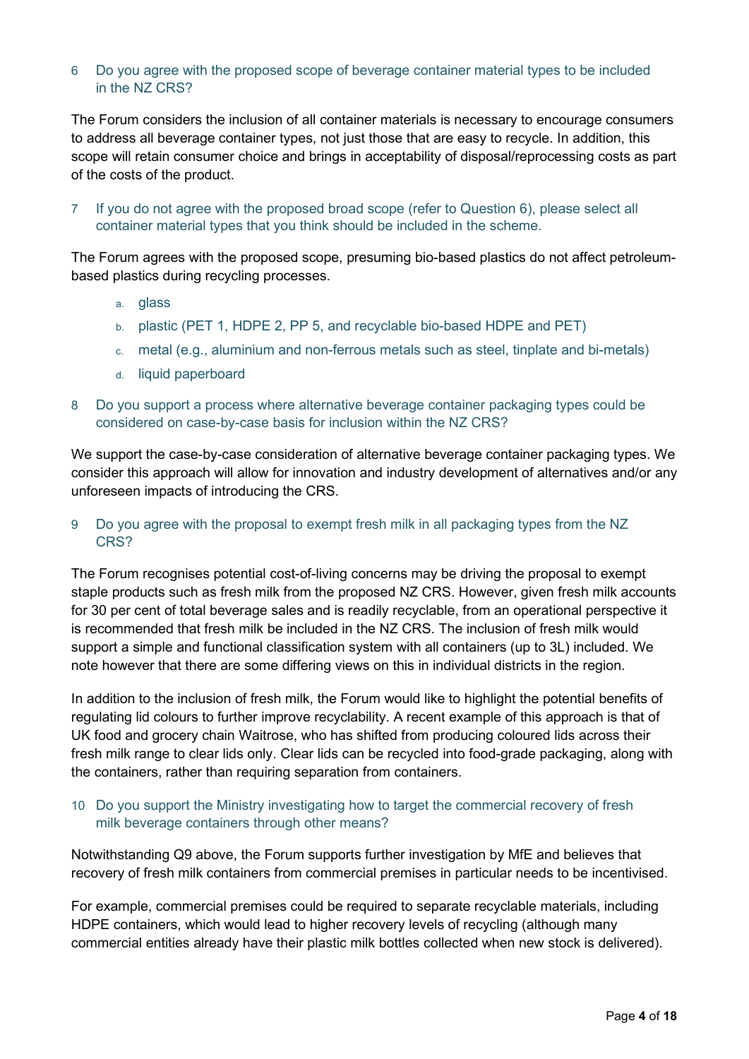6 Do you agree with the proposed scope of beverage container material types to be included in the NZ CRS?

The Forum considers the inclusion of all container materials is necessary to encourage consumers to address all beverage container types, not just those that are easy to recycle. In addition, this scope will retain consumer choice and brings in acceptability of disposal/reprocessing costs as part of the costs of the product.

7 If you do not agree with the proposed broad scope (refer to Question 6), please select all container material types that you think should be included in the scheme.

The Forum agrees with the proposed scope, presuming bio-based plastics do not affect petroleum-based plastics during recycling processes.

a. glass
b. plastic (PET 1, HDPE 2, PP 5, and recyclable bio-based HDPE and PET)
c. metal (e.g., aluminium and non-ferrous metals such as steel, tinplate and bi-metals)
d. liquid paperboard

8 Do you support a process where alternative beverage container packaging types could be considered on case-by-case basis for inclusion within the NZ CRS?

We support the case-by-case consideration of alternative beverage container packaging types. We consider this approach will allow for innovation and industry development of alternatives and/or any unforeseen impacts of introducing the CRS.

9 Do you agree with the proposal to exempt fresh milk in all packaging types from the NZ CRS?

The Forum recognises potential cost-of-living concerns may be driving the proposal to exempt staple products such as fresh milk from the proposed NZ CRS. However, given fresh milk accounts for 30 per cent of total beverage sales and is readily recyclable, from an operational perspective it is recommended that fresh milk be included in the NZ CRS. The inclusion of fresh milk would support a simple and functional classification system with all containers (up to 3L) included. We note however that there are some differing views on this in individual districts in the region.

In addition to the inclusion of fresh milk, the Forum would like to highlight the potential benefits of regulating lid colours to further improve recyclability. A recent example of this approach is that of UK food and grocery chain Waitrose, who has shifted from producing coloured lids across their fresh milk range to clear lids only. Clear lids can be recycled into food-grade packaging, along with the containers, rather than requiring separation from containers.

10 Do you support the Ministry investigating how to target the commercial recovery of fresh milk beverage containers through other means?

Notwithstanding Q9 above, the Forum supports further investigation by MfE and believes that recovery of fresh milk containers from commercial premises in particular needs to be incentivised.

For example, commercial premises could be required to separate recyclable materials, including HDPE containers, which would lead to higher recovery levels of recycling (although many commercial entities already have their plastic milk bottles collected when new stock is delivered).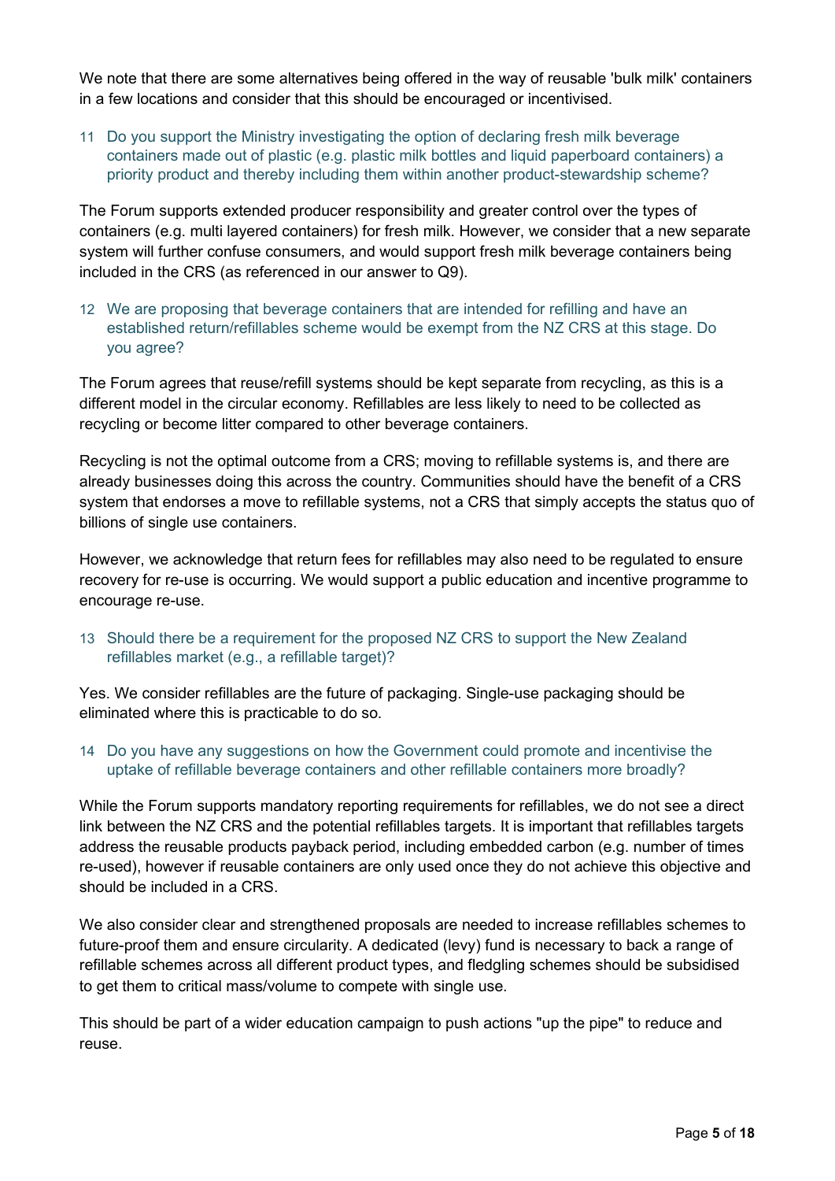We note that there are some alternatives being offered in the way of reusable 'bulk milk' containers in a few locations and consider that this should be encouraged or incentivised.

11 Do you support the Ministry investigating the option of declaring fresh milk beverage containers made out of plastic (e.g. plastic milk bottles and liquid paperboard containers) a priority product and thereby including them within another product-stewardship scheme?

The Forum supports extended producer responsibility and greater control over the types of containers (e.g. multi layered containers) for fresh milk. However, we consider that a new separate system will further confuse consumers, and would support fresh milk beverage containers being included in the CRS (as referenced in our answer to Q9).

12 We are proposing that beverage containers that are intended for refilling and have an established return/refillables scheme would be exempt from the NZ CRS at this stage. Do you agree?

The Forum agrees that reuse/refill systems should be kept separate from recycling, as this is a different model in the circular economy. Refillables are less likely to need to be collected as recycling or become litter compared to other beverage containers.

Recycling is not the optimal outcome from a CRS; moving to refillable systems is, and there are already businesses doing this across the country. Communities should have the benefit of a CRS system that endorses a move to refillable systems, not a CRS that simply accepts the status quo of billions of single use containers.

However, we acknowledge that return fees for refillables may also need to be regulated to ensure recovery for re-use is occurring. We would support a public education and incentive programme to encourage re-use.

13 Should there be a requirement for the proposed NZ CRS to support the New Zealand refillables market (e.g., a refillable target)?

Yes. We consider refillables are the future of packaging. Single-use packaging should be eliminated where this is practicable to do so.

14 Do you have any suggestions on how the Government could promote and incentivise the uptake of refillable beverage containers and other refillable containers more broadly?

While the Forum supports mandatory reporting requirements for refillables, we do not see a direct link between the NZ CRS and the potential refillables targets. It is important that refillables targets address the reusable products payback period, including embedded carbon (e.g. number of times re-used), however if reusable containers are only used once they do not achieve this objective and should be included in a CRS.

We also consider clear and strengthened proposals are needed to increase refillables schemes to future-proof them and ensure circularity. A dedicated (levy) fund is necessary to back a range of refillable schemes across all different product types, and fledgling schemes should be subsidised to get them to critical mass/volume to compete with single use.

This should be part of a wider education campaign to push actions "up the pipe" to reduce and reuse.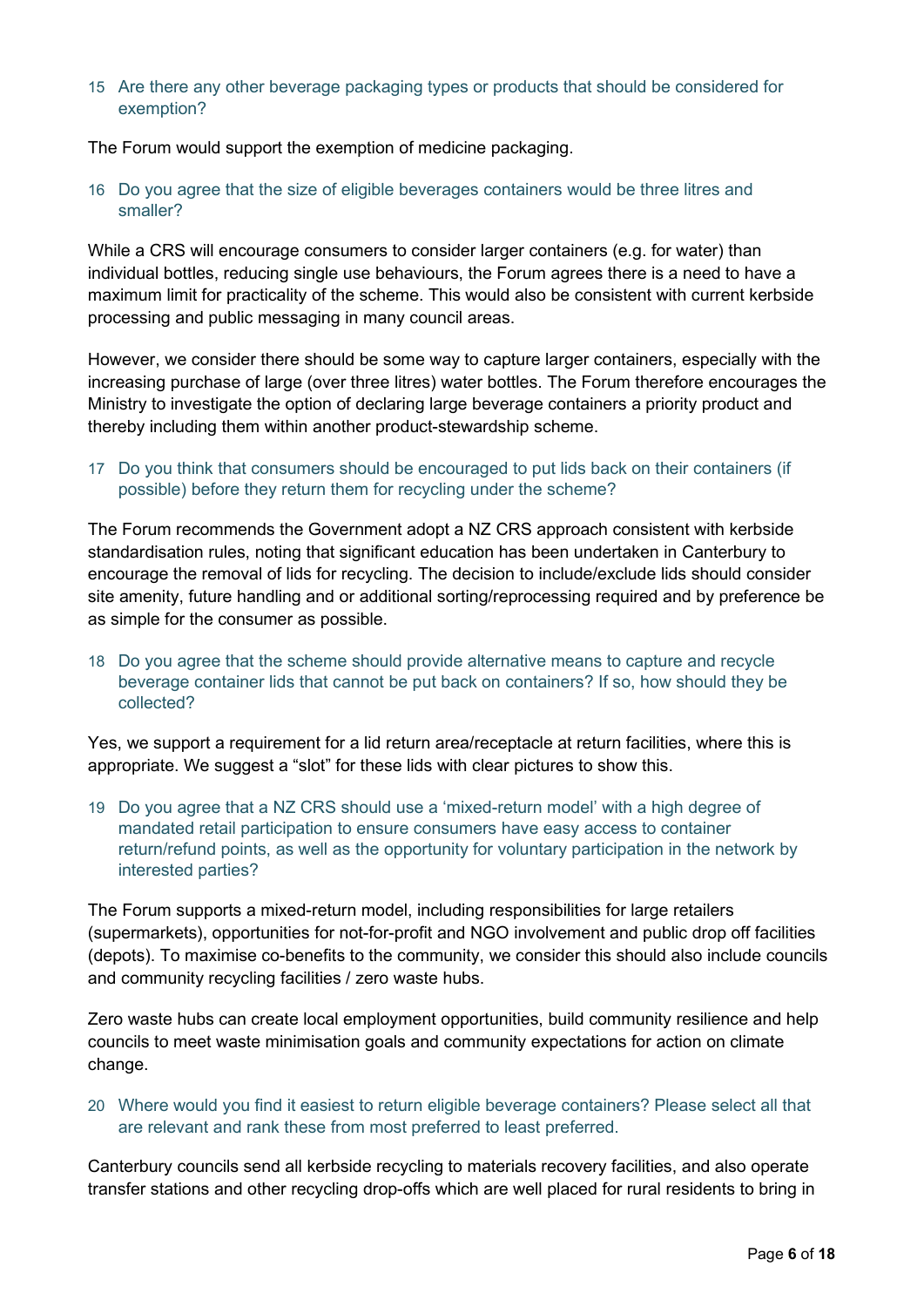15 Are there any other beverage packaging types or products that should be considered for exemption?

The Forum would support the exemption of medicine packaging.

16 Do you agree that the size of eligible beverages containers would be three litres and smaller?

While a CRS will encourage consumers to consider larger containers (e.g. for water) than individual bottles, reducing single use behaviours, the Forum agrees there is a need to have a maximum limit for practicality of the scheme. This would also be consistent with current kerbside processing and public messaging in many council areas.

However, we consider there should be some way to capture larger containers, especially with the increasing purchase of large (over three litres) water bottles. The Forum therefore encourages the Ministry to investigate the option of declaring large beverage containers a priority product and thereby including them within another product-stewardship scheme.

17 Do you think that consumers should be encouraged to put lids back on their containers (if possible) before they return them for recycling under the scheme?

The Forum recommends the Government adopt a NZ CRS approach consistent with kerbside standardisation rules, noting that significant education has been undertaken in Canterbury to encourage the removal of lids for recycling. The decision to include/exclude lids should consider site amenity, future handling and or additional sorting/reprocessing required and by preference be as simple for the consumer as possible.

18 Do you agree that the scheme should provide alternative means to capture and recycle beverage container lids that cannot be put back on containers? If so, how should they be collected?

Yes, we support a requirement for a lid return area/receptacle at return facilities, where this is appropriate. We suggest a "slot" for these lids with clear pictures to show this.

19 Do you agree that a NZ CRS should use a 'mixed-return model' with a high degree of mandated retail participation to ensure consumers have easy access to container return/refund points, as well as the opportunity for voluntary participation in the network by interested parties?

The Forum supports a mixed-return model, including responsibilities for large retailers (supermarkets), opportunities for not-for-profit and NGO involvement and public drop off facilities (depots). To maximise co-benefits to the community, we consider this should also include councils and community recycling facilities / zero waste hubs.

Zero waste hubs can create local employment opportunities, build community resilience and help councils to meet waste minimisation goals and community expectations for action on climate change.

20 Where would you find it easiest to return eligible beverage containers? Please select all that are relevant and rank these from most preferred to least preferred.

Canterbury councils send all kerbside recycling to materials recovery facilities, and also operate transfer stations and other recycling drop-offs which are well placed for rural residents to bring in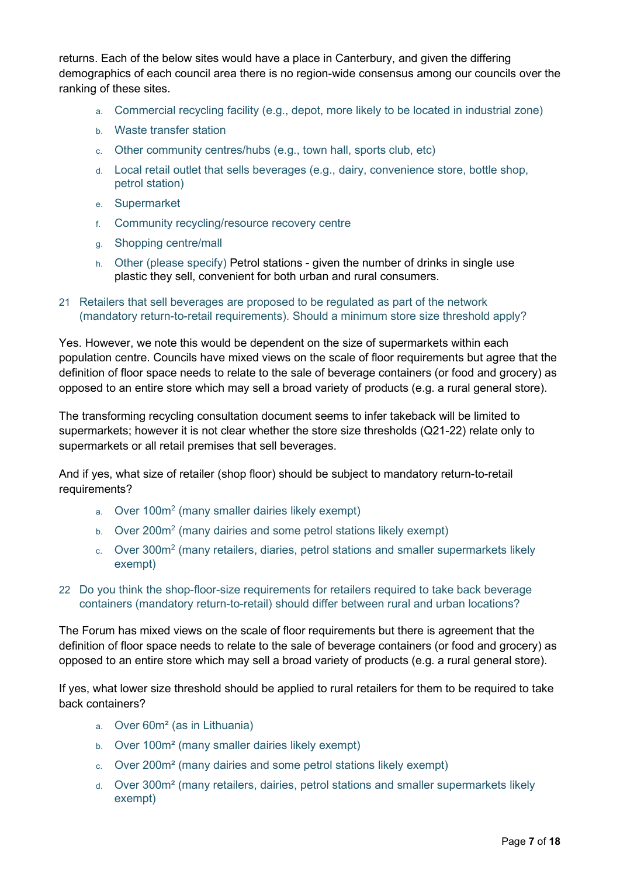returns. Each of the below sites would have a place in Canterbury, and given the differing demographics of each council area there is no region-wide consensus among our councils over the ranking of these sites.

a. Commercial recycling facility (e.g., depot, more likely to be located in industrial zone)
b. Waste transfer station
c. Other community centres/hubs (e.g., town hall, sports club, etc)
d. Local retail outlet that sells beverages (e.g., dairy, convenience store, bottle shop, petrol station)
e. Supermarket
f. Community recycling/resource recovery centre
g. Shopping centre/mall
h. Other (please specify) Petrol stations - given the number of drinks in single use plastic they sell, convenient for both urban and rural consumers.

21 Retailers that sell beverages are proposed to be regulated as part of the network (mandatory return-to-retail requirements). Should a minimum store size threshold apply?

Yes. However, we note this would be dependent on the size of supermarkets within each population centre. Councils have mixed views on the scale of floor requirements but agree that the definition of floor space needs to relate to the sale of beverage containers (or food and grocery) as opposed to an entire store which may sell a broad variety of products (e.g. a rural general store).

The transforming recycling consultation document seems to infer takeback will be limited to supermarkets; however it is not clear whether the store size thresholds (Q21-22) relate only to supermarkets or all retail premises that sell beverages.

And if yes, what size of retailer (shop floor) should be subject to mandatory return-to-retail requirements?

a. Over 100m² (many smaller dairies likely exempt)
b. Over 200m² (many dairies and some petrol stations likely exempt)
c. Over 300m² (many retailers, diaries, petrol stations and smaller supermarkets likely exempt)

22 Do you think the shop-floor-size requirements for retailers required to take back beverage containers (mandatory return-to-retail) should differ between rural and urban locations?

The Forum has mixed views on the scale of floor requirements but there is agreement that the definition of floor space needs to relate to the sale of beverage containers (or food and grocery) as opposed to an entire store which may sell a broad variety of products (e.g. a rural general store).

If yes, what lower size threshold should be applied to rural retailers for them to be required to take back containers?

a. Over 60m² (as in Lithuania)
b. Over 100m² (many smaller dairies likely exempt)
c. Over 200m² (many dairies and some petrol stations likely exempt)
d. Over 300m² (many retailers, dairies, petrol stations and smaller supermarkets likely exempt)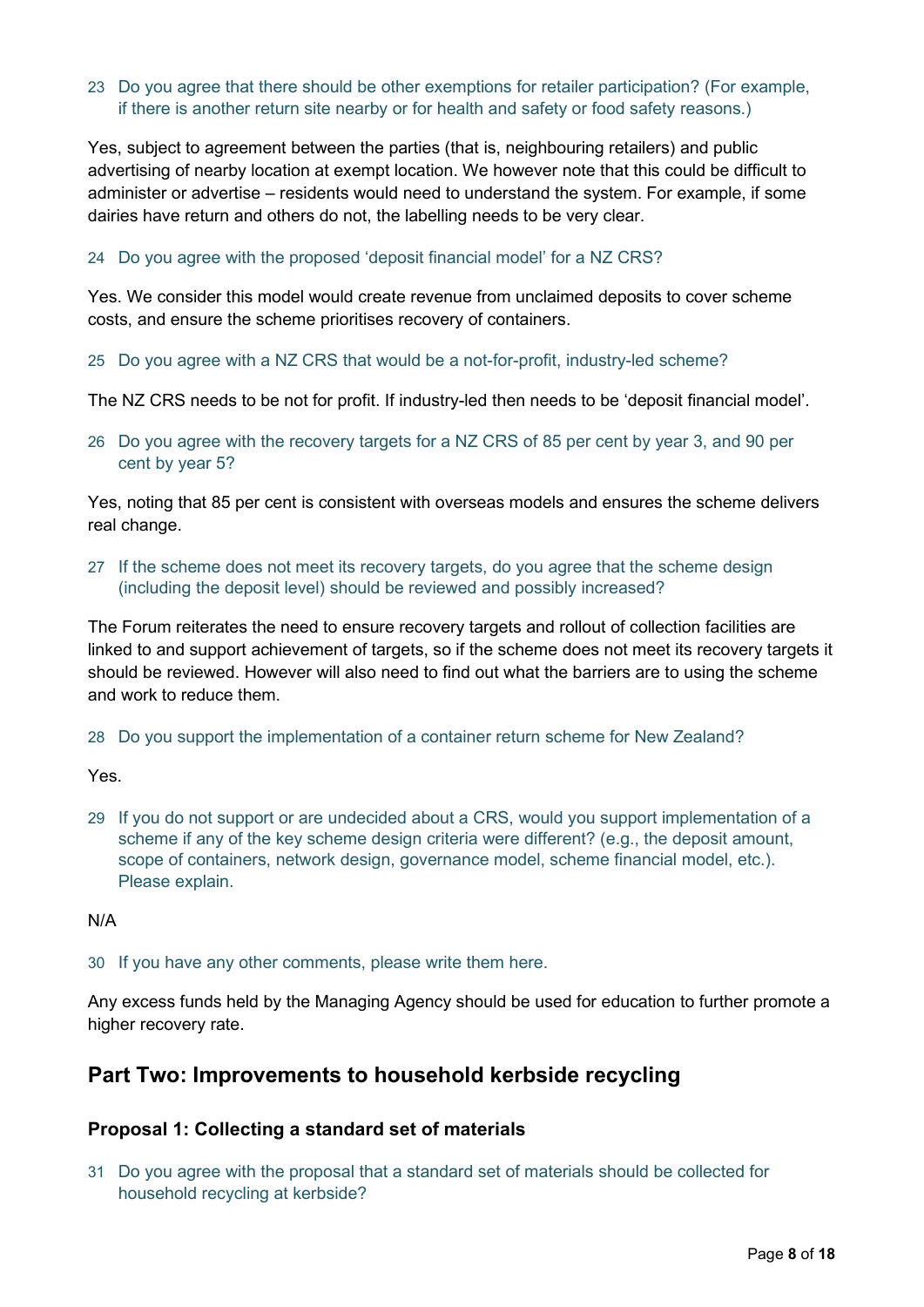23 Do you agree that there should be other exemptions for retailer participation? (For example, if there is another return site nearby or for health and safety or food safety reasons.)

Yes, subject to agreement between the parties (that is, neighbouring retailers) and public advertising of nearby location at exempt location. We however note that this could be difficult to administer or advertise – residents would need to understand the system. For example, if some dairies have return and others do not, the labelling needs to be very clear.

24 Do you agree with the proposed 'deposit financial model' for a NZ CRS?

Yes. We consider this model would create revenue from unclaimed deposits to cover scheme costs, and ensure the scheme prioritises recovery of containers.

25 Do you agree with a NZ CRS that would be a not-for-profit, industry-led scheme?

The NZ CRS needs to be not for profit. If industry-led then needs to be 'deposit financial model'.

26 Do you agree with the recovery targets for a NZ CRS of 85 per cent by year 3, and 90 per cent by year 5?

Yes, noting that 85 per cent is consistent with overseas models and ensures the scheme delivers real change.

27 If the scheme does not meet its recovery targets, do you agree that the scheme design (including the deposit level) should be reviewed and possibly increased?

The Forum reiterates the need to ensure recovery targets and rollout of collection facilities are linked to and support achievement of targets, so if the scheme does not meet its recovery targets it should be reviewed. However will also need to find out what the barriers are to using the scheme and work to reduce them.

28 Do you support the implementation of a container return scheme for New Zealand?

Yes.

29 If you do not support or are undecided about a CRS, would you support implementation of a scheme if any of the key scheme design criteria were different? (e.g., the deposit amount, scope of containers, network design, governance model, scheme financial model, etc.). Please explain.

N/A

30 If you have any other comments, please write them here.

Any excess funds held by the Managing Agency should be used for education to further promote a higher recovery rate.

## Part Two: Improvements to household kerbside recycling

### Proposal 1: Collecting a standard set of materials

31 Do you agree with the proposal that a standard set of materials should be collected for household recycling at kerbside?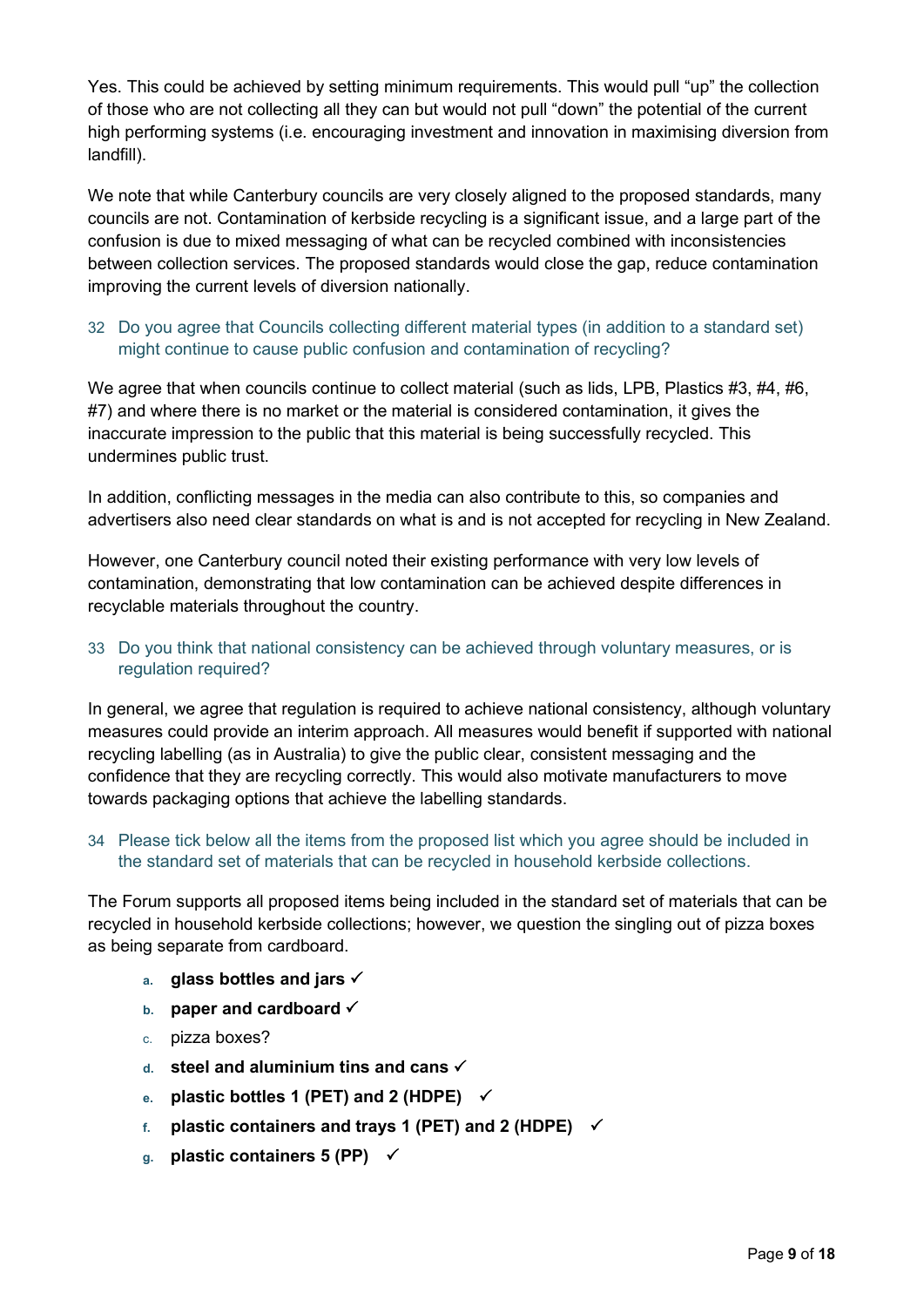Yes. This could be achieved by setting minimum requirements. This would pull "up" the collection of those who are not collecting all they can but would not pull "down" the potential of the current high performing systems (i.e. encouraging investment and innovation in maximising diversion from landfill).

We note that while Canterbury councils are very closely aligned to the proposed standards, many councils are not. Contamination of kerbside recycling is a significant issue, and a large part of the confusion is due to mixed messaging of what can be recycled combined with inconsistencies between collection services. The proposed standards would close the gap, reduce contamination improving the current levels of diversion nationally.

32 Do you agree that Councils collecting different material types (in addition to a standard set) might continue to cause public confusion and contamination of recycling?

We agree that when councils continue to collect material (such as lids, LPB, Plastics #3, #4, #6, #7) and where there is no market or the material is considered contamination, it gives the inaccurate impression to the public that this material is being successfully recycled. This undermines public trust.

In addition, conflicting messages in the media can also contribute to this, so companies and advertisers also need clear standards on what is and is not accepted for recycling in New Zealand.

However, one Canterbury council noted their existing performance with very low levels of contamination, demonstrating that low contamination can be achieved despite differences in recyclable materials throughout the country.

33 Do you think that national consistency can be achieved through voluntary measures, or is regulation required?

In general, we agree that regulation is required to achieve national consistency, although voluntary measures could provide an interim approach. All measures would benefit if supported with national recycling labelling (as in Australia) to give the public clear, consistent messaging and the confidence that they are recycling correctly. This would also motivate manufacturers to move towards packaging options that achieve the labelling standards.

34 Please tick below all the items from the proposed list which you agree should be included in the standard set of materials that can be recycled in household kerbside collections.

The Forum supports all proposed items being included in the standard set of materials that can be recycled in household kerbside collections; however, we question the singling out of pizza boxes as being separate from cardboard.

a. **glass bottles and jars** ✓
b. **paper and cardboard** ✓
c. pizza boxes?
d. **steel and aluminium tins and cans** ✓
e. **plastic bottles 1 (PET) and 2 (HDPE)** ✓
f. **plastic containers and trays 1 (PET) and 2 (HDPE)** ✓
g. **plastic containers 5 (PP)** ✓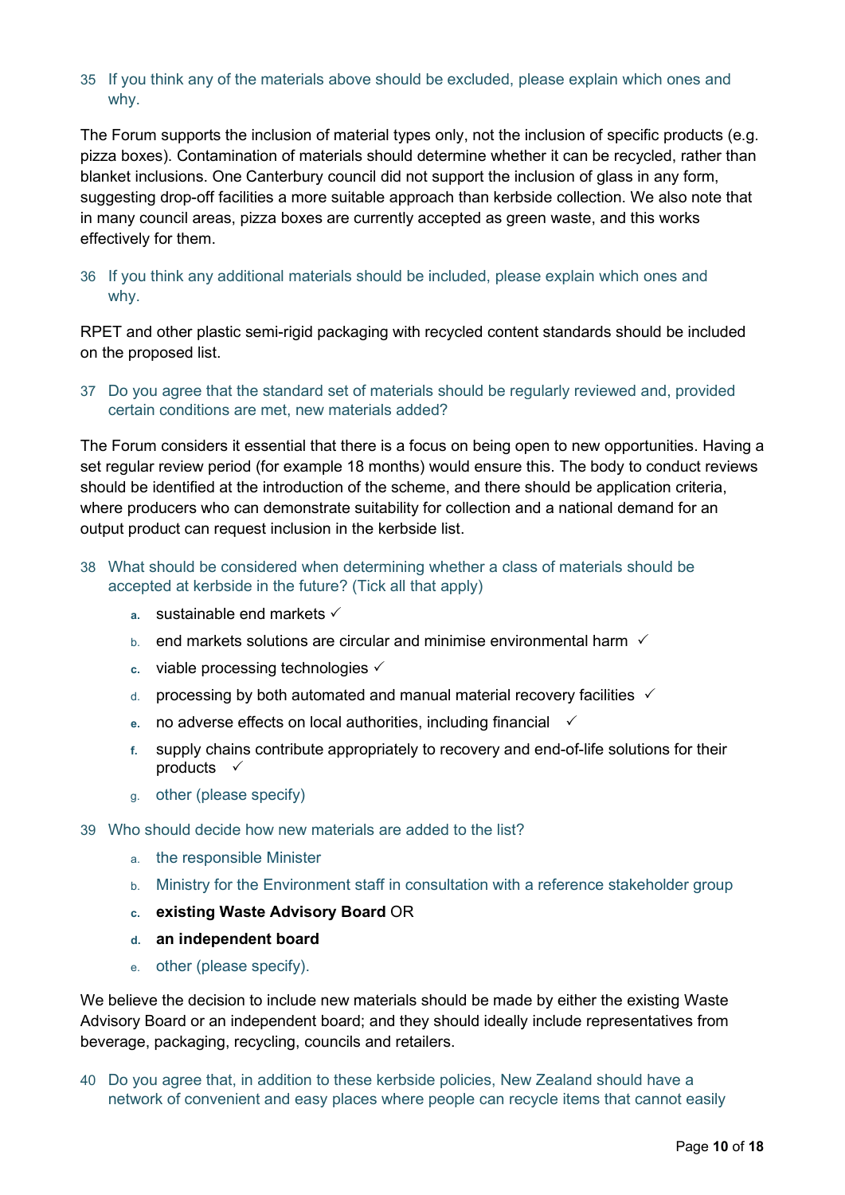35 If you think any of the materials above should be excluded, please explain which ones and why.

The Forum supports the inclusion of material types only, not the inclusion of specific products (e.g. pizza boxes). Contamination of materials should determine whether it can be recycled, rather than blanket inclusions. One Canterbury council did not support the inclusion of glass in any form, suggesting drop-off facilities a more suitable approach than kerbside collection. We also note that in many council areas, pizza boxes are currently accepted as green waste, and this works effectively for them.

36 If you think any additional materials should be included, please explain which ones and why.

RPET and other plastic semi-rigid packaging with recycled content standards should be included on the proposed list.

37 Do you agree that the standard set of materials should be regularly reviewed and, provided certain conditions are met, new materials added?

The Forum considers it essential that there is a focus on being open to new opportunities. Having a set regular review period (for example 18 months) would ensure this. The body to conduct reviews should be identified at the introduction of the scheme, and there should be application criteria, where producers who can demonstrate suitability for collection and a national demand for an output product can request inclusion in the kerbside list.

38 What should be considered when determining whether a class of materials should be accepted at kerbside in the future? (Tick all that apply)

- a. sustainable end markets ✓
- b. end markets solutions are circular and minimise environmental harm ✓
- c. viable processing technologies ✓
- d. processing by both automated and manual material recovery facilities ✓
- e. no adverse effects on local authorities, including financial ✓
- f. supply chains contribute appropriately to recovery and end-of-life solutions for their products ✓
- g. other (please specify)

39 Who should decide how new materials are added to the list?

- a. the responsible Minister
- b. Ministry for the Environment staff in consultation with a reference stakeholder group
- **c. existing Waste Advisory Board** OR
- **d. an independent board**
- e. other (please specify).

We believe the decision to include new materials should be made by either the existing Waste Advisory Board or an independent board; and they should ideally include representatives from beverage, packaging, recycling, councils and retailers.

40 Do you agree that, in addition to these kerbside policies, New Zealand should have a network of convenient and easy places where people can recycle items that cannot easily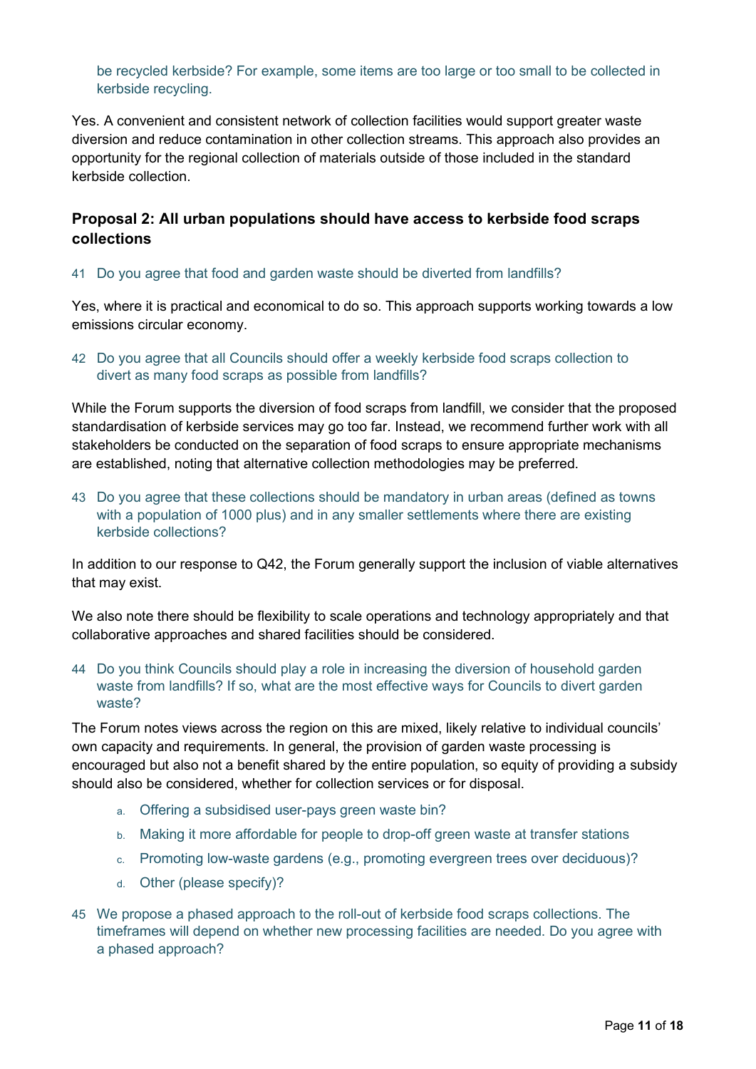be recycled kerbside? For example, some items are too large or too small to be collected in kerbside recycling.

Yes. A convenient and consistent network of collection facilities would support greater waste diversion and reduce contamination in other collection streams. This approach also provides an opportunity for the regional collection of materials outside of those included in the standard kerbside collection.

### Proposal 2: All urban populations should have access to kerbside food scraps collections

41 Do you agree that food and garden waste should be diverted from landfills?

Yes, where it is practical and economical to do so. This approach supports working towards a low emissions circular economy.

42 Do you agree that all Councils should offer a weekly kerbside food scraps collection to divert as many food scraps as possible from landfills?

While the Forum supports the diversion of food scraps from landfill, we consider that the proposed standardisation of kerbside services may go too far. Instead, we recommend further work with all stakeholders be conducted on the separation of food scraps to ensure appropriate mechanisms are established, noting that alternative collection methodologies may be preferred.

43 Do you agree that these collections should be mandatory in urban areas (defined as towns with a population of 1000 plus) and in any smaller settlements where there are existing kerbside collections?

In addition to our response to Q42, the Forum generally support the inclusion of viable alternatives that may exist.

We also note there should be flexibility to scale operations and technology appropriately and that collaborative approaches and shared facilities should be considered.

44 Do you think Councils should play a role in increasing the diversion of household garden waste from landfills? If so, what are the most effective ways for Councils to divert garden waste?

The Forum notes views across the region on this are mixed, likely relative to individual councils' own capacity and requirements. In general, the provision of garden waste processing is encouraged but also not a benefit shared by the entire population, so equity of providing a subsidy should also be considered, whether for collection services or for disposal.

a. Offering a subsidised user-pays green waste bin?
b. Making it more affordable for people to drop-off green waste at transfer stations
c. Promoting low-waste gardens (e.g., promoting evergreen trees over deciduous)?
d. Other (please specify)?

45 We propose a phased approach to the roll-out of kerbside food scraps collections. The timeframes will depend on whether new processing facilities are needed. Do you agree with a phased approach?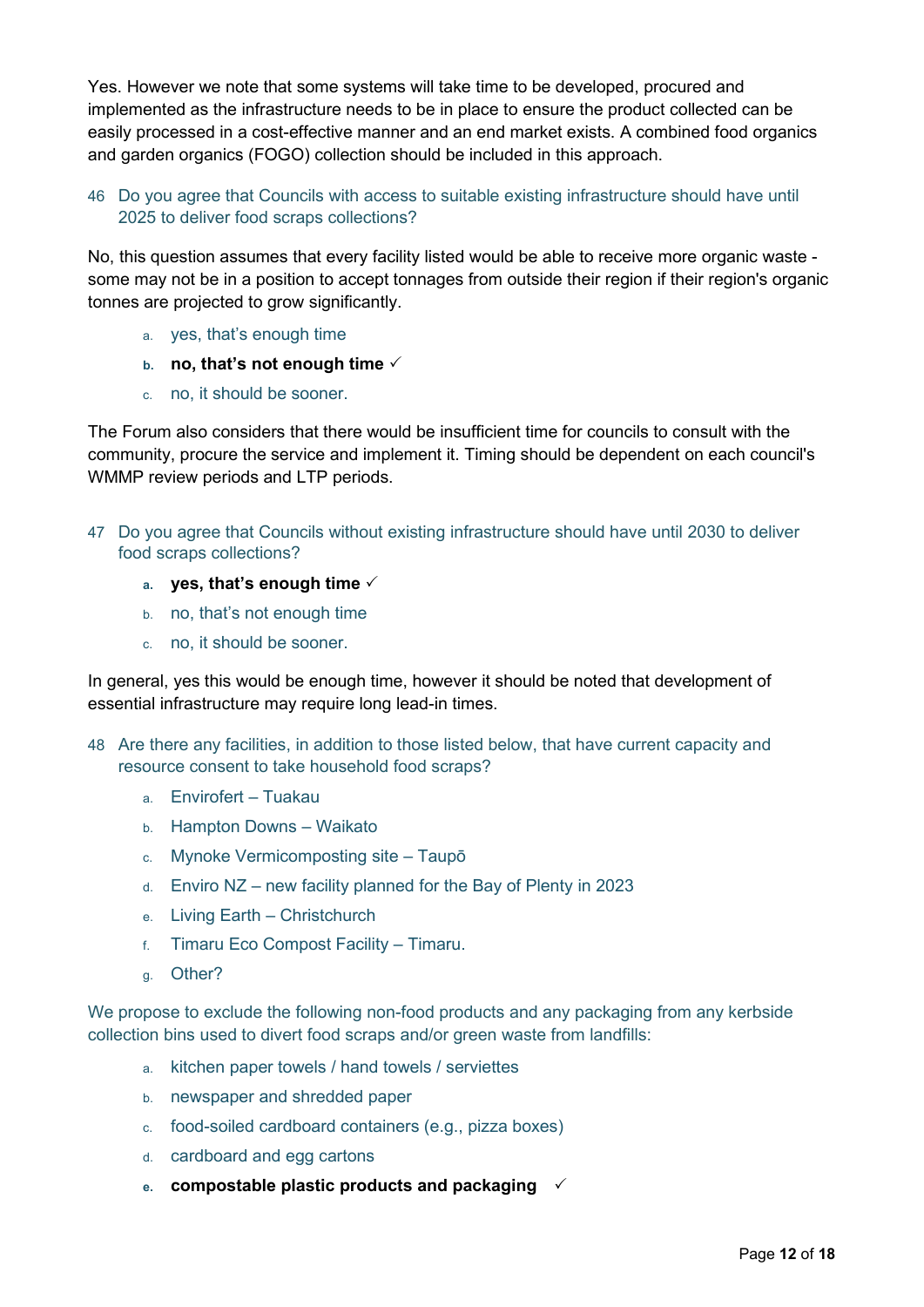Yes. However we note that some systems will take time to be developed, procured and implemented as the infrastructure needs to be in place to ensure the product collected can be easily processed in a cost-effective manner and an end market exists. A combined food organics and garden organics (FOGO) collection should be included in this approach.

46 Do you agree that Councils with access to suitable existing infrastructure should have until 2025 to deliver food scraps collections?

No, this question assumes that every facility listed would be able to receive more organic waste - some may not be in a position to accept tonnages from outside their region if their region's organic tonnes are projected to grow significantly.

a. yes, that's enough time
b. **no, that's not enough time** ✓
c. no, it should be sooner.

The Forum also considers that there would be insufficient time for councils to consult with the community, procure the service and implement it. Timing should be dependent on each council's WMMP review periods and LTP periods.

47 Do you agree that Councils without existing infrastructure should have until 2030 to deliver food scraps collections?

a. **yes, that's enough time** ✓
b. no, that's not enough time
c. no, it should be sooner.

In general, yes this would be enough time, however it should be noted that development of essential infrastructure may require long lead-in times.

48 Are there any facilities, in addition to those listed below, that have current capacity and resource consent to take household food scraps?

a. Envirofert – Tuakau
b. Hampton Downs – Waikato
c. Mynoke Vermicomposting site – Taupō
d. Enviro NZ – new facility planned for the Bay of Plenty in 2023
e. Living Earth – Christchurch
f. Timaru Eco Compost Facility – Timaru.
g. Other?

We propose to exclude the following non-food products and any packaging from any kerbside collection bins used to divert food scraps and/or green waste from landfills:

a. kitchen paper towels / hand towels / serviettes
b. newspaper and shredded paper
c. food-soiled cardboard containers (e.g., pizza boxes)
d. cardboard and egg cartons
e. **compostable plastic products and packaging** ✓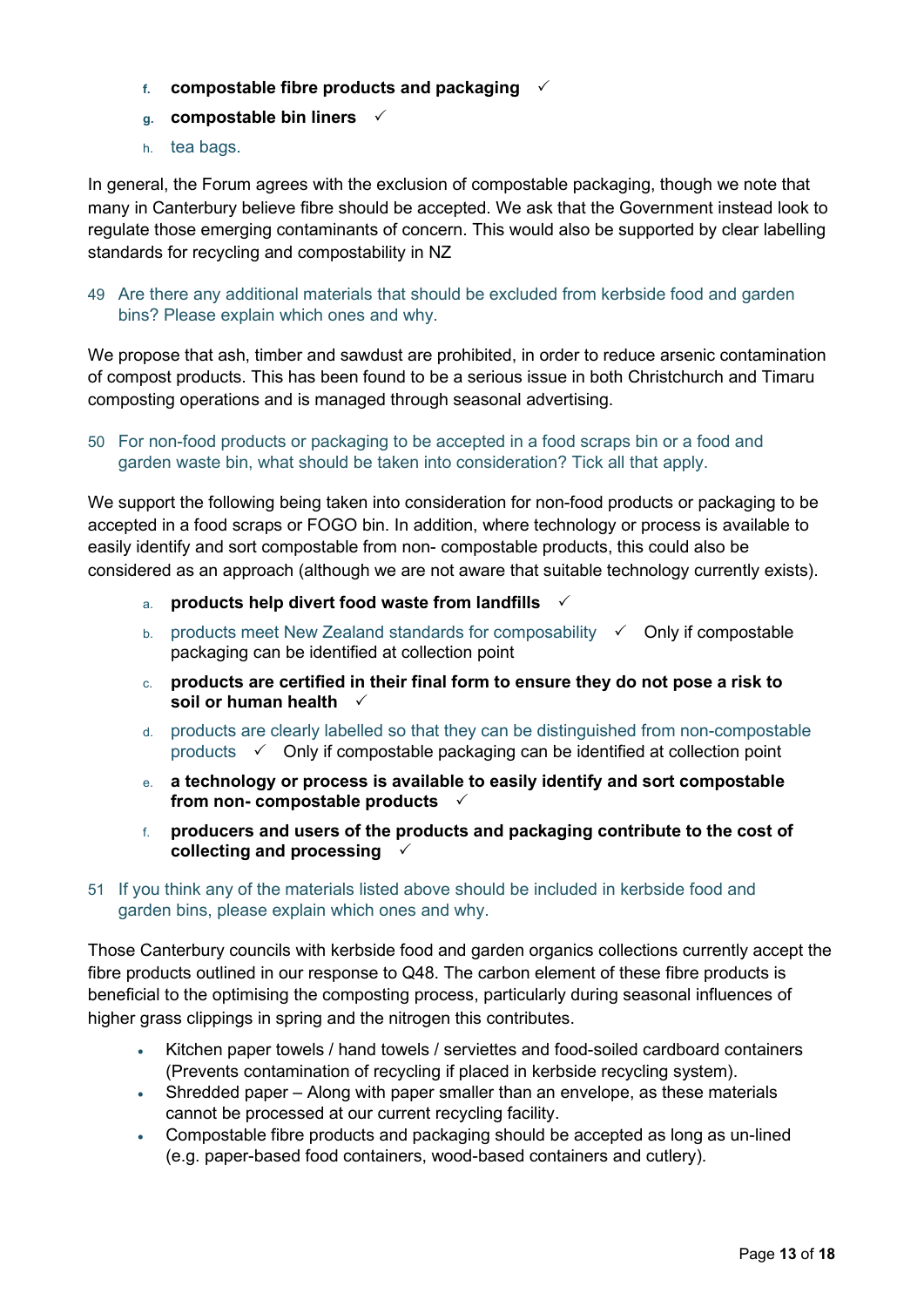f. **compostable fibre products and packaging** ✓
g. **compostable bin liners** ✓
h. tea bags.

In general, the Forum agrees with the exclusion of compostable packaging, though we note that many in Canterbury believe fibre should be accepted. We ask that the Government instead look to regulate those emerging contaminants of concern. This would also be supported by clear labelling standards for recycling and compostability in NZ

49 Are there any additional materials that should be excluded from kerbside food and garden bins? Please explain which ones and why.

We propose that ash, timber and sawdust are prohibited, in order to reduce arsenic contamination of compost products. This has been found to be a serious issue in both Christchurch and Timaru composting operations and is managed through seasonal advertising.

50 For non-food products or packaging to be accepted in a food scraps bin or a food and garden waste bin, what should be taken into consideration? Tick all that apply.

We support the following being taken into consideration for non-food products or packaging to be accepted in a food scraps or FOGO bin. In addition, where technology or process is available to easily identify and sort compostable from non- compostable products, this could also be considered as an approach (although we are not aware that suitable technology currently exists).

a. **products help divert food waste from landfills** ✓
b. products meet New Zealand standards for composability ✓ Only if compostable packaging can be identified at collection point
c. **products are certified in their final form to ensure they do not pose a risk to soil or human health** ✓
d. products are clearly labelled so that they can be distinguished from non-compostable products ✓ Only if compostable packaging can be identified at collection point
e. **a technology or process is available to easily identify and sort compostable from non- compostable products** ✓
f. **producers and users of the products and packaging contribute to the cost of collecting and processing** ✓

51 If you think any of the materials listed above should be included in kerbside food and garden bins, please explain which ones and why.

Those Canterbury councils with kerbside food and garden organics collections currently accept the fibre products outlined in our response to Q48. The carbon element of these fibre products is beneficial to the optimising the composting process, particularly during seasonal influences of higher grass clippings in spring and the nitrogen this contributes.

- Kitchen paper towels / hand towels / serviettes and food-soiled cardboard containers (Prevents contamination of recycling if placed in kerbside recycling system).
- Shredded paper – Along with paper smaller than an envelope, as these materials cannot be processed at our current recycling facility.
- Compostable fibre products and packaging should be accepted as long as un-lined (e.g. paper-based food containers, wood-based containers and cutlery).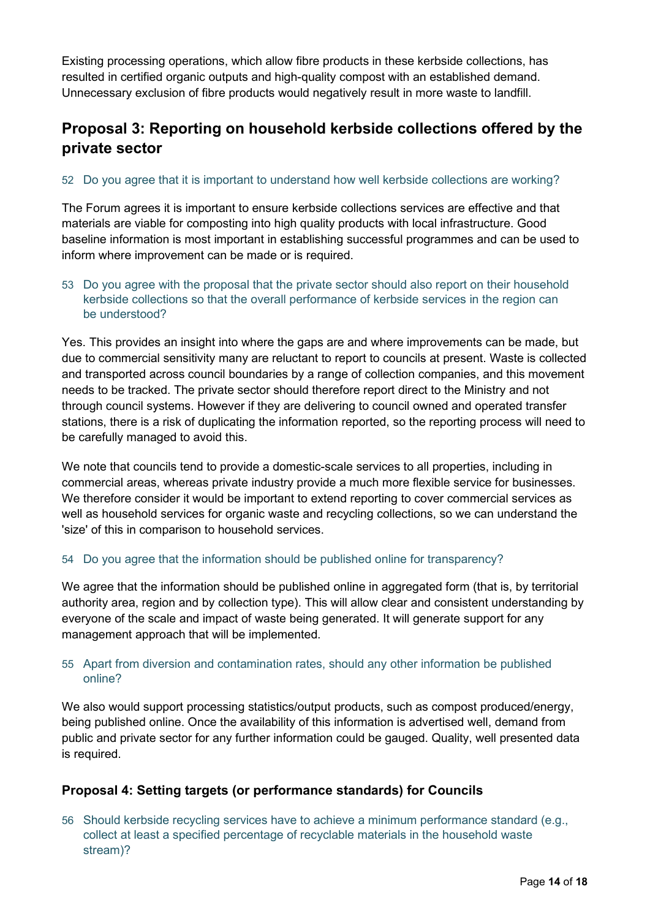Existing processing operations, which allow fibre products in these kerbside collections, has resulted in certified organic outputs and high-quality compost with an established demand. Unnecessary exclusion of fibre products would negatively result in more waste to landfill.

## Proposal 3: Reporting on household kerbside collections offered by the private sector

52 Do you agree that it is important to understand how well kerbside collections are working?

The Forum agrees it is important to ensure kerbside collections services are effective and that materials are viable for composting into high quality products with local infrastructure. Good baseline information is most important in establishing successful programmes and can be used to inform where improvement can be made or is required.

53 Do you agree with the proposal that the private sector should also report on their household kerbside collections so that the overall performance of kerbside services in the region can be understood?

Yes. This provides an insight into where the gaps are and where improvements can be made, but due to commercial sensitivity many are reluctant to report to councils at present. Waste is collected and transported across council boundaries by a range of collection companies, and this movement needs to be tracked. The private sector should therefore report direct to the Ministry and not through council systems. However if they are delivering to council owned and operated transfer stations, there is a risk of duplicating the information reported, so the reporting process will need to be carefully managed to avoid this.

We note that councils tend to provide a domestic-scale services to all properties, including in commercial areas, whereas private industry provide a much more flexible service for businesses. We therefore consider it would be important to extend reporting to cover commercial services as well as household services for organic waste and recycling collections, so we can understand the 'size' of this in comparison to household services.

54 Do you agree that the information should be published online for transparency?

We agree that the information should be published online in aggregated form (that is, by territorial authority area, region and by collection type). This will allow clear and consistent understanding by everyone of the scale and impact of waste being generated. It will generate support for any management approach that will be implemented.

55 Apart from diversion and contamination rates, should any other information be published online?

We also would support processing statistics/output products, such as compost produced/energy, being published online. Once the availability of this information is advertised well, demand from public and private sector for any further information could be gauged. Quality, well presented data is required.

### Proposal 4: Setting targets (or performance standards) for Councils

56 Should kerbside recycling services have to achieve a minimum performance standard (e.g., collect at least a specified percentage of recyclable materials in the household waste stream)?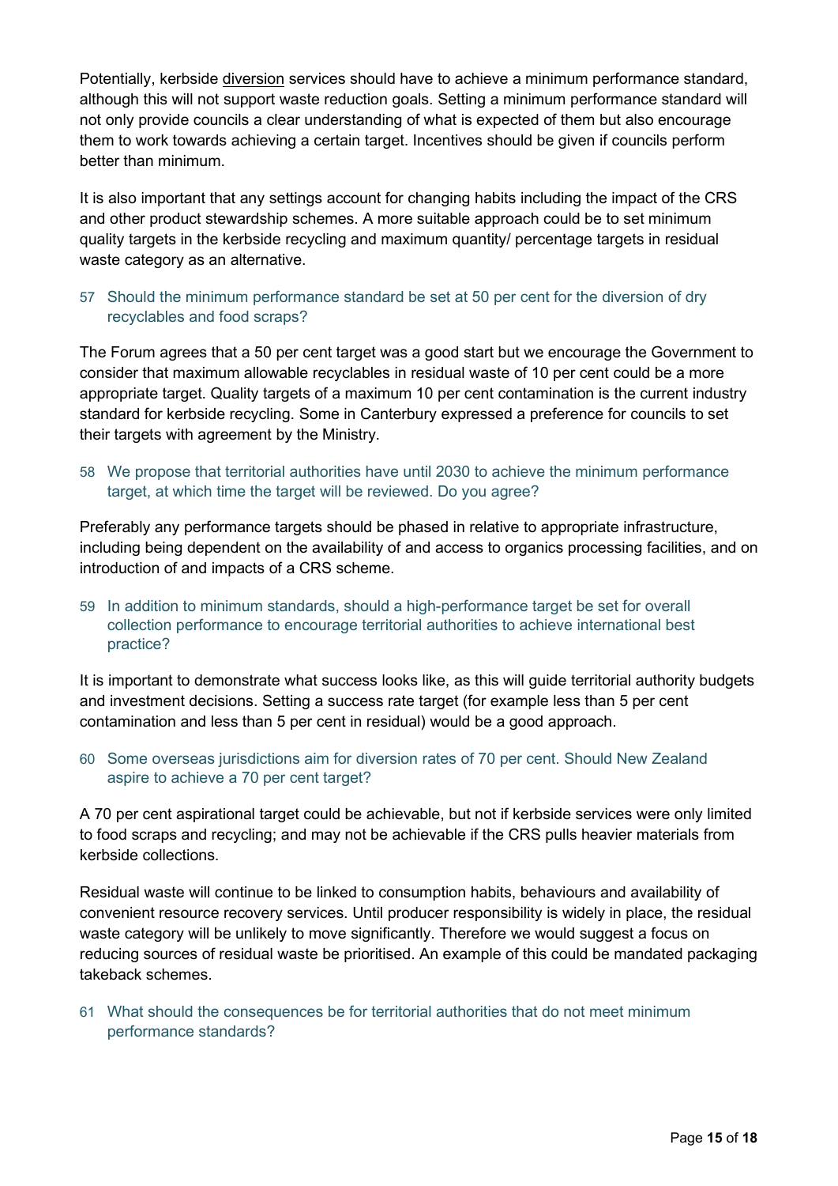Potentially, kerbside diversion services should have to achieve a minimum performance standard, although this will not support waste reduction goals. Setting a minimum performance standard will not only provide councils a clear understanding of what is expected of them but also encourage them to work towards achieving a certain target. Incentives should be given if councils perform better than minimum.

It is also important that any settings account for changing habits including the impact of the CRS and other product stewardship schemes. A more suitable approach could be to set minimum quality targets in the kerbside recycling and maximum quantity/ percentage targets in residual waste category as an alternative.

57 Should the minimum performance standard be set at 50 per cent for the diversion of dry recyclables and food scraps?

The Forum agrees that a 50 per cent target was a good start but we encourage the Government to consider that maximum allowable recyclables in residual waste of 10 per cent could be a more appropriate target. Quality targets of a maximum 10 per cent contamination is the current industry standard for kerbside recycling. Some in Canterbury expressed a preference for councils to set their targets with agreement by the Ministry.

58 We propose that territorial authorities have until 2030 to achieve the minimum performance target, at which time the target will be reviewed. Do you agree?

Preferably any performance targets should be phased in relative to appropriate infrastructure, including being dependent on the availability of and access to organics processing facilities, and on introduction of and impacts of a CRS scheme.

59 In addition to minimum standards, should a high-performance target be set for overall collection performance to encourage territorial authorities to achieve international best practice?

It is important to demonstrate what success looks like, as this will guide territorial authority budgets and investment decisions. Setting a success rate target (for example less than 5 per cent contamination and less than 5 per cent in residual) would be a good approach.

60 Some overseas jurisdictions aim for diversion rates of 70 per cent. Should New Zealand aspire to achieve a 70 per cent target?

A 70 per cent aspirational target could be achievable, but not if kerbside services were only limited to food scraps and recycling; and may not be achievable if the CRS pulls heavier materials from kerbside collections.

Residual waste will continue to be linked to consumption habits, behaviours and availability of convenient resource recovery services. Until producer responsibility is widely in place, the residual waste category will be unlikely to move significantly. Therefore we would suggest a focus on reducing sources of residual waste be prioritised. An example of this could be mandated packaging takeback schemes.

61 What should the consequences be for territorial authorities that do not meet minimum performance standards?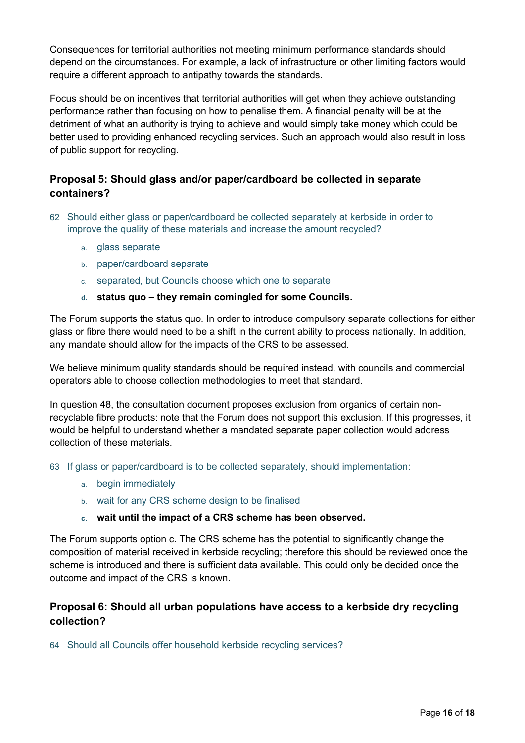Consequences for territorial authorities not meeting minimum performance standards should depend on the circumstances. For example, a lack of infrastructure or other limiting factors would require a different approach to antipathy towards the standards.

Focus should be on incentives that territorial authorities will get when they achieve outstanding performance rather than focusing on how to penalise them. A financial penalty will be at the detriment of what an authority is trying to achieve and would simply take money which could be better used to providing enhanced recycling services. Such an approach would also result in loss of public support for recycling.

### Proposal 5: Should glass and/or paper/cardboard be collected in separate containers?

62 Should either glass or paper/cardboard be collected separately at kerbside in order to improve the quality of these materials and increase the amount recycled?

- a. glass separate
- b. paper/cardboard separate
- c. separated, but Councils choose which one to separate
- **d. status quo – they remain comingled for some Councils.**

The Forum supports the status quo. In order to introduce compulsory separate collections for either glass or fibre there would need to be a shift in the current ability to process nationally. In addition, any mandate should allow for the impacts of the CRS to be assessed.

We believe minimum quality standards should be required instead, with councils and commercial operators able to choose collection methodologies to meet that standard.

In question 48, the consultation document proposes exclusion from organics of certain non-recyclable fibre products: note that the Forum does not support this exclusion. If this progresses, it would be helpful to understand whether a mandated separate paper collection would address collection of these materials.

63 If glass or paper/cardboard is to be collected separately, should implementation:

- a. begin immediately
- b. wait for any CRS scheme design to be finalised
- **c. wait until the impact of a CRS scheme has been observed.**

The Forum supports option c. The CRS scheme has the potential to significantly change the composition of material received in kerbside recycling; therefore this should be reviewed once the scheme is introduced and there is sufficient data available. This could only be decided once the outcome and impact of the CRS is known.

### Proposal 6: Should all urban populations have access to a kerbside dry recycling collection?

64 Should all Councils offer household kerbside recycling services?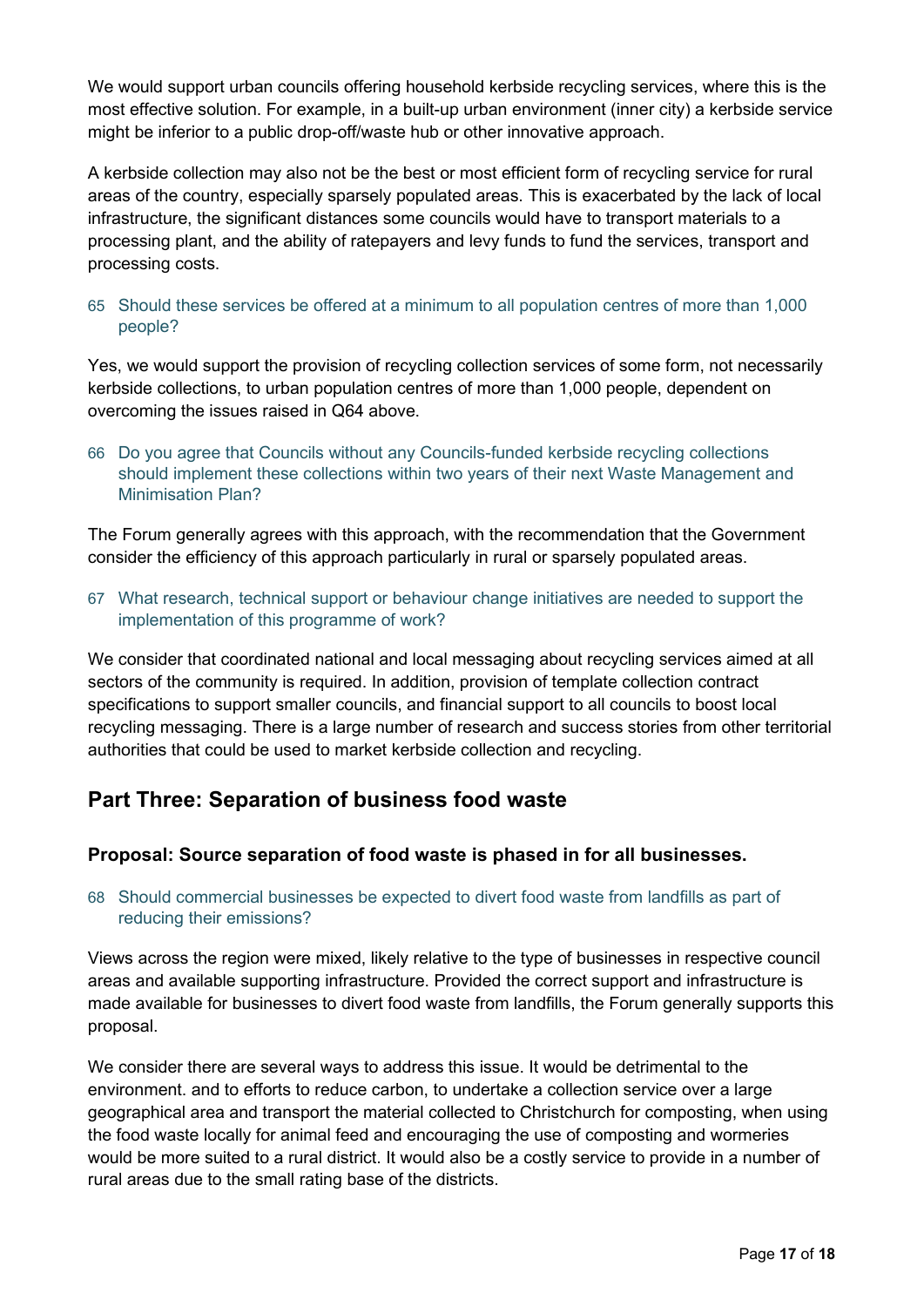We would support urban councils offering household kerbside recycling services, where this is the most effective solution. For example, in a built-up urban environment (inner city) a kerbside service might be inferior to a public drop-off/waste hub or other innovative approach.

A kerbside collection may also not be the best or most efficient form of recycling service for rural areas of the country, especially sparsely populated areas. This is exacerbated by the lack of local infrastructure, the significant distances some councils would have to transport materials to a processing plant, and the ability of ratepayers and levy funds to fund the services, transport and processing costs.

65 Should these services be offered at a minimum to all population centres of more than 1,000 people?

Yes, we would support the provision of recycling collection services of some form, not necessarily kerbside collections, to urban population centres of more than 1,000 people, dependent on overcoming the issues raised in Q64 above.

66 Do you agree that Councils without any Councils-funded kerbside recycling collections should implement these collections within two years of their next Waste Management and Minimisation Plan?

The Forum generally agrees with this approach, with the recommendation that the Government consider the efficiency of this approach particularly in rural or sparsely populated areas.

67 What research, technical support or behaviour change initiatives are needed to support the implementation of this programme of work?

We consider that coordinated national and local messaging about recycling services aimed at all sectors of the community is required. In addition, provision of template collection contract specifications to support smaller councils, and financial support to all councils to boost local recycling messaging. There is a large number of research and success stories from other territorial authorities that could be used to market kerbside collection and recycling.

## Part Three: Separation of business food waste

### Proposal: Source separation of food waste is phased in for all businesses.

68 Should commercial businesses be expected to divert food waste from landfills as part of reducing their emissions?

Views across the region were mixed, likely relative to the type of businesses in respective council areas and available supporting infrastructure. Provided the correct support and infrastructure is made available for businesses to divert food waste from landfills, the Forum generally supports this proposal.

We consider there are several ways to address this issue. It would be detrimental to the environment. and to efforts to reduce carbon, to undertake a collection service over a large geographical area and transport the material collected to Christchurch for composting, when using the food waste locally for animal feed and encouraging the use of composting and wormeries would be more suited to a rural district. It would also be a costly service to provide in a number of rural areas due to the small rating base of the districts.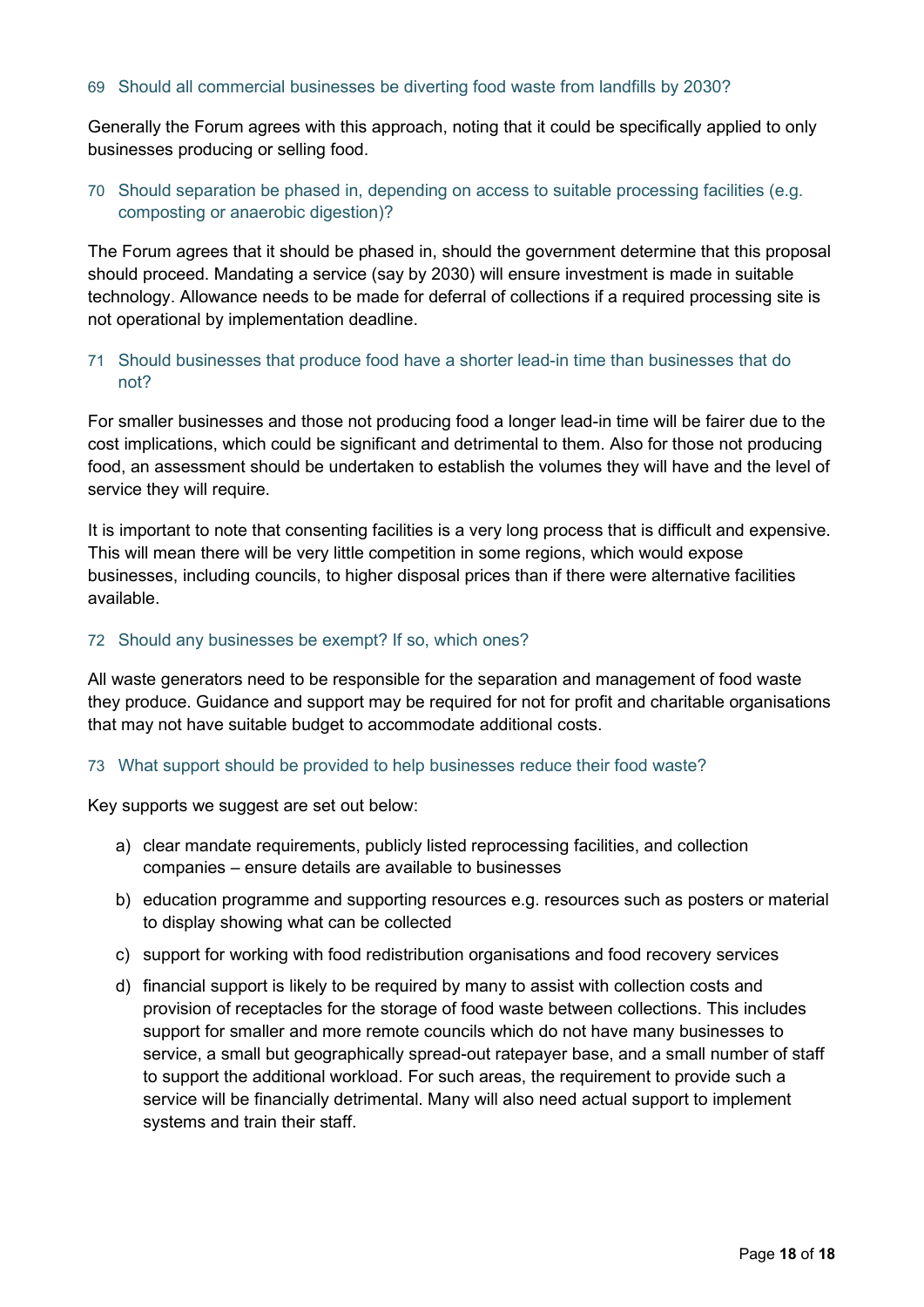### 69 Should all commercial businesses be diverting food waste from landfills by 2030?

Generally the Forum agrees with this approach, noting that it could be specifically applied to only businesses producing or selling food.

### 70 Should separation be phased in, depending on access to suitable processing facilities (e.g. composting or anaerobic digestion)?

The Forum agrees that it should be phased in, should the government determine that this proposal should proceed. Mandating a service (say by 2030) will ensure investment is made in suitable technology. Allowance needs to be made for deferral of collections if a required processing site is not operational by implementation deadline.

### 71 Should businesses that produce food have a shorter lead-in time than businesses that do not?

For smaller businesses and those not producing food a longer lead-in time will be fairer due to the cost implications, which could be significant and detrimental to them. Also for those not producing food, an assessment should be undertaken to establish the volumes they will have and the level of service they will require.

It is important to note that consenting facilities is a very long process that is difficult and expensive. This will mean there will be very little competition in some regions, which would expose businesses, including councils, to higher disposal prices than if there were alternative facilities available.

### 72 Should any businesses be exempt? If so, which ones?

All waste generators need to be responsible for the separation and management of food waste they produce. Guidance and support may be required for not for profit and charitable organisations that may not have suitable budget to accommodate additional costs.

### 73 What support should be provided to help businesses reduce their food waste?

Key supports we suggest are set out below:

a) clear mandate requirements, publicly listed reprocessing facilities, and collection companies – ensure details are available to businesses

b) education programme and supporting resources e.g. resources such as posters or material to display showing what can be collected

c) support for working with food redistribution organisations and food recovery services

d) financial support is likely to be required by many to assist with collection costs and provision of receptacles for the storage of food waste between collections. This includes support for smaller and more remote councils which do not have many businesses to service, a small but geographically spread-out ratepayer base, and a small number of staff to support the additional workload. For such areas, the requirement to provide such a service will be financially detrimental. Many will also need actual support to implement systems and train their staff.